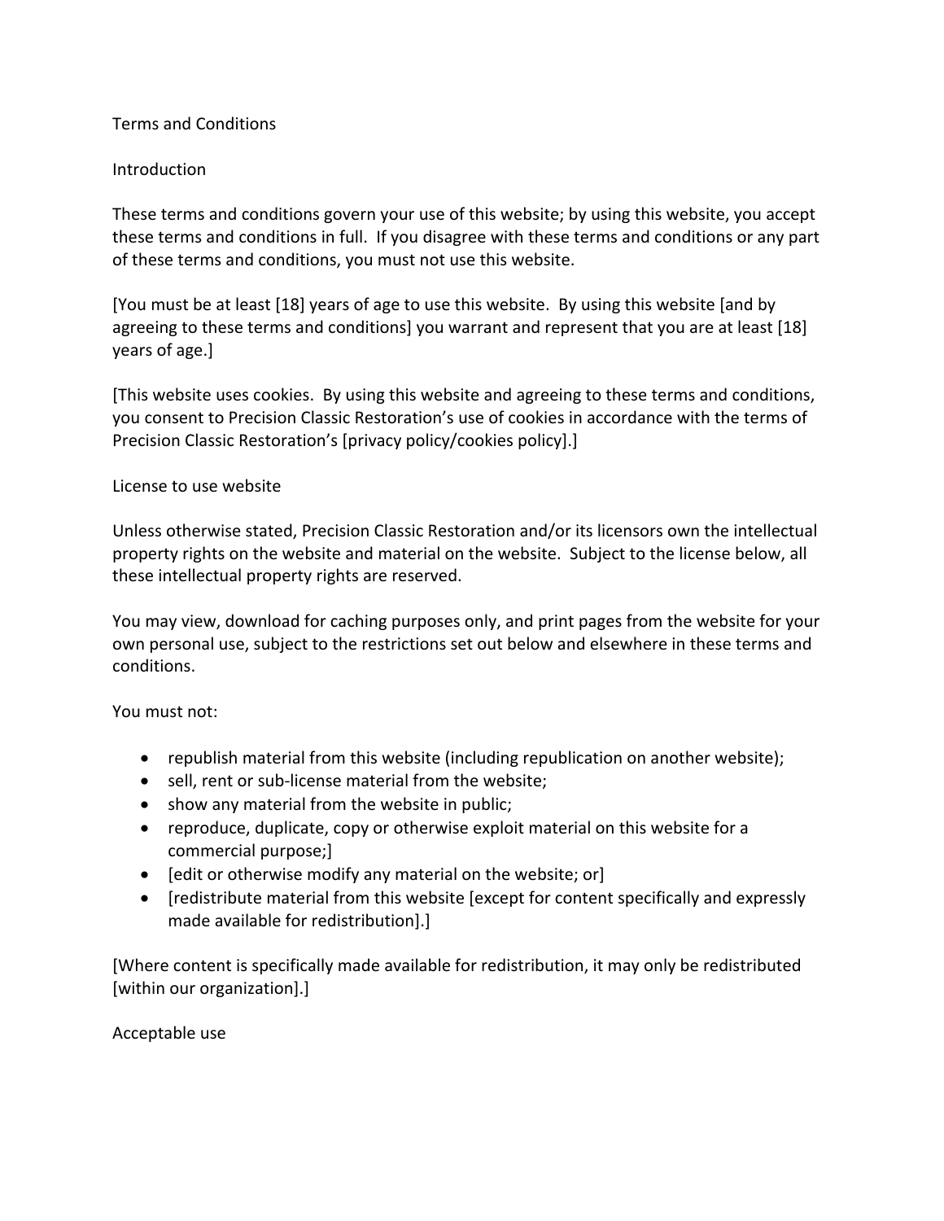# Terms and Conditions

## Introduction

These terms and conditions govern your use of this website; by using this website, you accept these terms and conditions in full. If you disagree with these terms and conditions or any part of these terms and conditions, you must not use this website.

[You must be at least [18] years of age to use this website. By using this website [and by agreeing to these terms and conditions] you warrant and represent that you are at least [18] years of age.]

[This website uses cookies. By using this website and agreeing to these terms and conditions, you consent to Precision Classic Restoration's use of cookies in accordance with the terms of Precision Classic Restoration's [privacy policy/cookies policy].]

## License to use website

Unless otherwise stated, Precision Classic Restoration and/or its licensors own the intellectual property rights on the website and material on the website. Subject to the license below, all these intellectual property rights are reserved.

You may view, download for caching purposes only, and print pages from the website for your own personal use, subject to the restrictions set out below and elsewhere in these terms and conditions.

You must not:

- republish material from this website (including republication on another website);
- sell, rent or sub-license material from the website;
- show any material from the website in public;
- reproduce, duplicate, copy or otherwise exploit material on this website for a commercial purpose;]
- [edit or otherwise modify any material on the website; or]
- [redistribute material from this website [except for content specifically and expressly made available for redistribution].]

[Where content is specifically made available for redistribution, it may only be redistributed [within our organization].]

## Acceptable use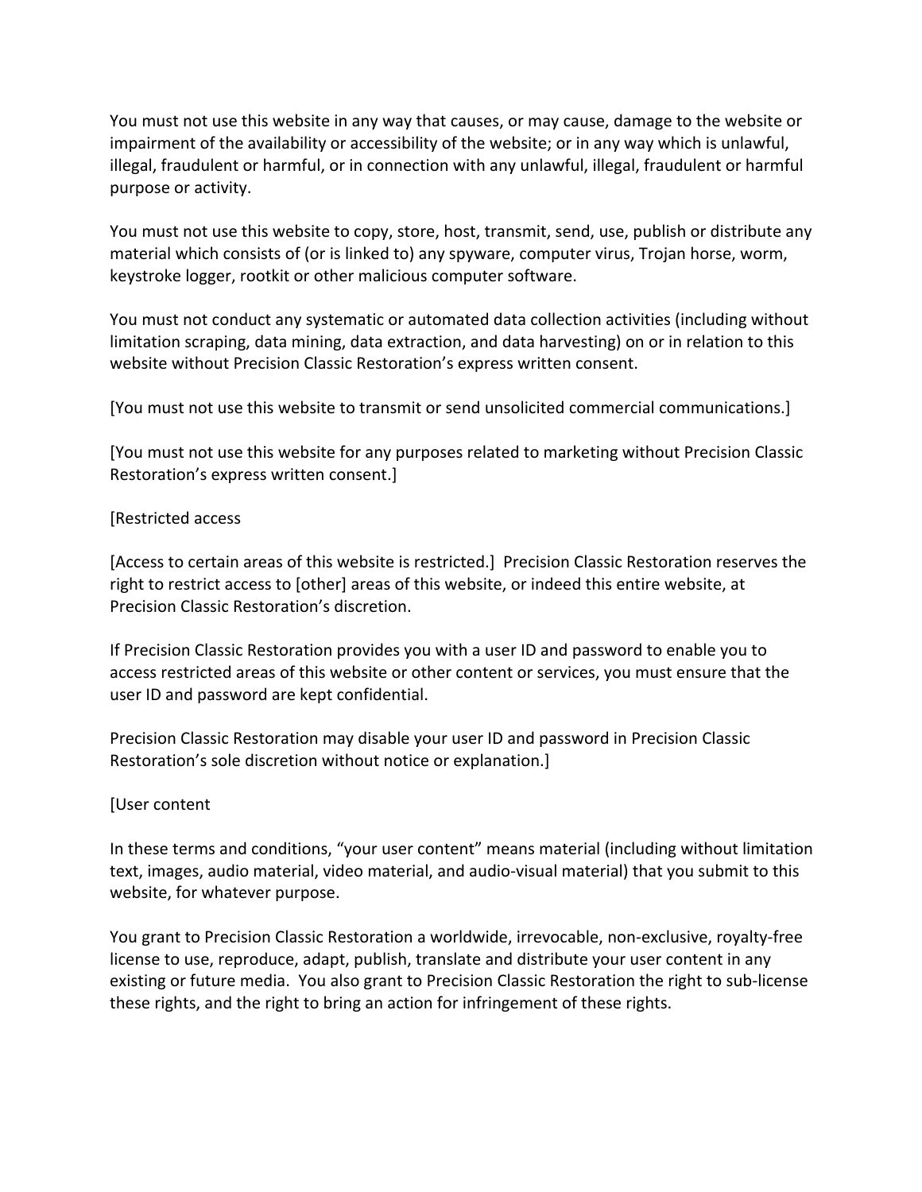You must not use this website in any way that causes, or may cause, damage to the website or impairment of the availability or accessibility of the website; or in any way which is unlawful, illegal, fraudulent or harmful, or in connection with any unlawful, illegal, fraudulent or harmful purpose or activity.

You must not use this website to copy, store, host, transmit, send, use, publish or distribute any material which consists of (or is linked to) any spyware, computer virus, Trojan horse, worm, keystroke logger, rootkit or other malicious computer software.

You must not conduct any systematic or automated data collection activities (including without limitation scraping, data mining, data extraction, and data harvesting) on or in relation to this website without Precision Classic Restoration's express written consent.

[You must not use this website to transmit or send unsolicited commercial communications.]

[You must not use this website for any purposes related to marketing without Precision Classic Restoration's express written consent.]

[Restricted access

[Access to certain areas of this website is restricted.] Precision Classic Restoration reserves the right to restrict access to [other] areas of this website, or indeed this entire website, at Precision Classic Restoration's discretion.

If Precision Classic Restoration provides you with a user ID and password to enable you to access restricted areas of this website or other content or services, you must ensure that the user ID and password are kept confidential.

Precision Classic Restoration may disable your user ID and password in Precision Classic Restoration's sole discretion without notice or explanation.]

[User content

In these terms and conditions, "your user content" means material (including without limitation text, images, audio material, video material, and audio-visual material) that you submit to this website, for whatever purpose.

You grant to Precision Classic Restoration a worldwide, irrevocable, non-exclusive, royalty-free license to use, reproduce, adapt, publish, translate and distribute your user content in any existing or future media. You also grant to Precision Classic Restoration the right to sub-license these rights, and the right to bring an action for infringement of these rights.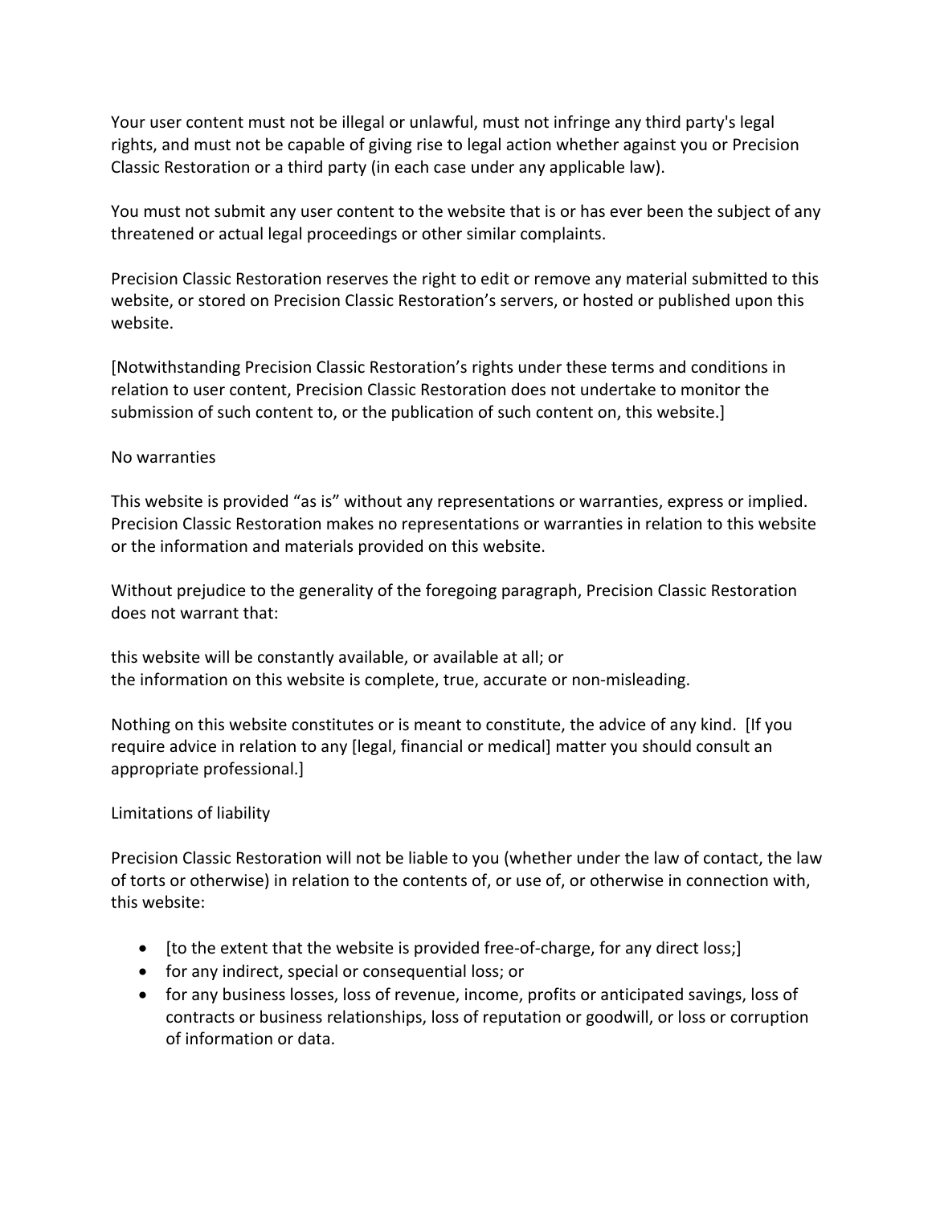Your user content must not be illegal or unlawful, must not infringe any third party's legal rights, and must not be capable of giving rise to legal action whether against you or Precision Classic Restoration or a third party (in each case under any applicable law).

You must not submit any user content to the website that is or has ever been the subject of any threatened or actual legal proceedings or other similar complaints.

Precision Classic Restoration reserves the right to edit or remove any material submitted to this website, or stored on Precision Classic Restoration’s servers, or hosted or published upon this website.

[Notwithstanding Precision Classic Restoration’s rights under these terms and conditions in relation to user content, Precision Classic Restoration does not undertake to monitor the submission of such content to, or the publication of such content on, this website.]

## No warranties

This website is provided “as is” without any representations or warranties, express or implied. Precision Classic Restoration makes no representations or warranties in relation to this website or the information and materials provided on this website.

Without prejudice to the generality of the foregoing paragraph, Precision Classic Restoration does not warrant that:

this website will be constantly available, or available at all; or
the information on this website is complete, true, accurate or non-misleading.

Nothing on this website constitutes or is meant to constitute, the advice of any kind. [If you require advice in relation to any [legal, financial or medical] matter you should consult an appropriate professional.]

## Limitations of liability

Precision Classic Restoration will not be liable to you (whether under the law of contact, the law of torts or otherwise) in relation to the contents of, or use of, or otherwise in connection with, this website:

- [to the extent that the website is provided free-of-charge, for any direct loss;]
- for any indirect, special or consequential loss; or
- for any business losses, loss of revenue, income, profits or anticipated savings, loss of contracts or business relationships, loss of reputation or goodwill, or loss or corruption of information or data.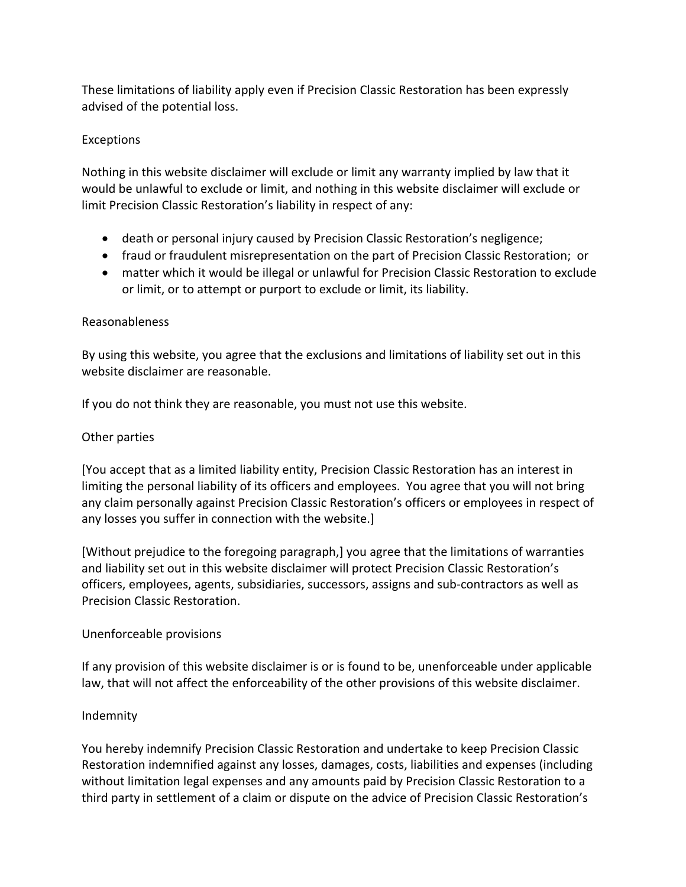These limitations of liability apply even if Precision Classic Restoration has been expressly advised of the potential loss.

## Exceptions

Nothing in this website disclaimer will exclude or limit any warranty implied by law that it would be unlawful to exclude or limit, and nothing in this website disclaimer will exclude or limit Precision Classic Restoration's liability in respect of any:

- death or personal injury caused by Precision Classic Restoration's negligence;
- fraud or fraudulent misrepresentation on the part of Precision Classic Restoration; or
- matter which it would be illegal or unlawful for Precision Classic Restoration to exclude or limit, or to attempt or purport to exclude or limit, its liability.

## Reasonableness

By using this website, you agree that the exclusions and limitations of liability set out in this website disclaimer are reasonable.

If you do not think they are reasonable, you must not use this website.

## Other parties

[You accept that as a limited liability entity, Precision Classic Restoration has an interest in limiting the personal liability of its officers and employees. You agree that you will not bring any claim personally against Precision Classic Restoration's officers or employees in respect of any losses you suffer in connection with the website.]

[Without prejudice to the foregoing paragraph,] you agree that the limitations of warranties and liability set out in this website disclaimer will protect Precision Classic Restoration's officers, employees, agents, subsidiaries, successors, assigns and sub-contractors as well as Precision Classic Restoration.

## Unenforceable provisions

If any provision of this website disclaimer is or is found to be, unenforceable under applicable law, that will not affect the enforceability of the other provisions of this website disclaimer.

## Indemnity

You hereby indemnify Precision Classic Restoration and undertake to keep Precision Classic Restoration indemnified against any losses, damages, costs, liabilities and expenses (including without limitation legal expenses and any amounts paid by Precision Classic Restoration to a third party in settlement of a claim or dispute on the advice of Precision Classic Restoration's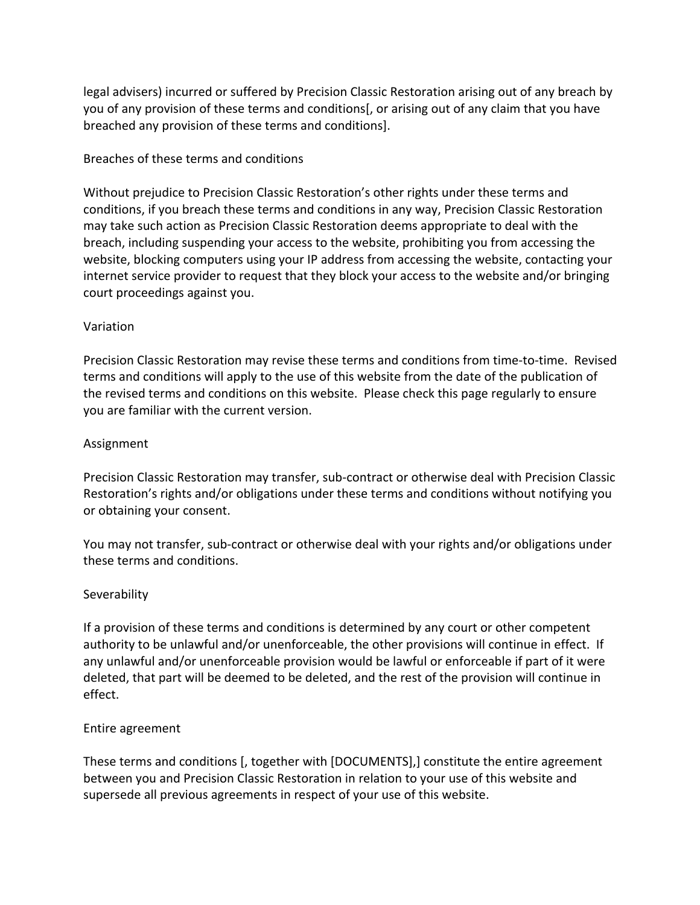legal advisers) incurred or suffered by Precision Classic Restoration arising out of any breach by you of any provision of these terms and conditions[, or arising out of any claim that you have breached any provision of these terms and conditions].

## Breaches of these terms and conditions

Without prejudice to Precision Classic Restoration's other rights under these terms and conditions, if you breach these terms and conditions in any way, Precision Classic Restoration may take such action as Precision Classic Restoration deems appropriate to deal with the breach, including suspending your access to the website, prohibiting you from accessing the website, blocking computers using your IP address from accessing the website, contacting your internet service provider to request that they block your access to the website and/or bringing court proceedings against you.

## Variation

Precision Classic Restoration may revise these terms and conditions from time-to-time. Revised terms and conditions will apply to the use of this website from the date of the publication of the revised terms and conditions on this website. Please check this page regularly to ensure you are familiar with the current version.

## Assignment

Precision Classic Restoration may transfer, sub-contract or otherwise deal with Precision Classic Restoration's rights and/or obligations under these terms and conditions without notifying you or obtaining your consent.

You may not transfer, sub-contract or otherwise deal with your rights and/or obligations under these terms and conditions.

## Severability

If a provision of these terms and conditions is determined by any court or other competent authority to be unlawful and/or unenforceable, the other provisions will continue in effect. If any unlawful and/or unenforceable provision would be lawful or enforceable if part of it were deleted, that part will be deemed to be deleted, and the rest of the provision will continue in effect.

## Entire agreement

These terms and conditions [, together with [DOCUMENTS],] constitute the entire agreement between you and Precision Classic Restoration in relation to your use of this website and supersede all previous agreements in respect of your use of this website.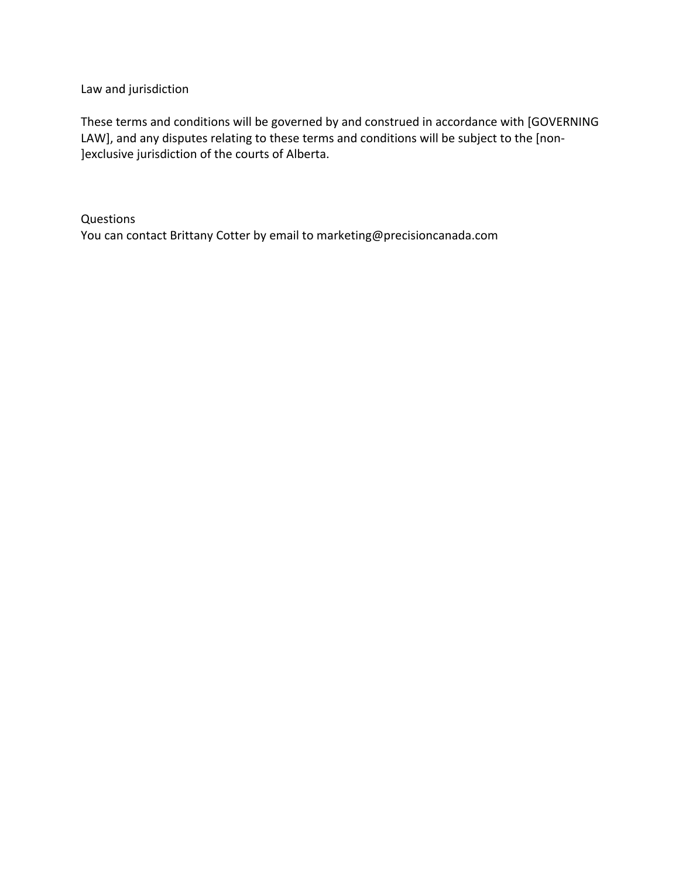## Law and jurisdiction

These terms and conditions will be governed by and construed in accordance with [GOVERNING LAW], and any disputes relating to these terms and conditions will be subject to the [non-]exclusive jurisdiction of the courts of Alberta.

## Questions

You can contact Brittany Cotter by email to marketing@precisioncanada.com